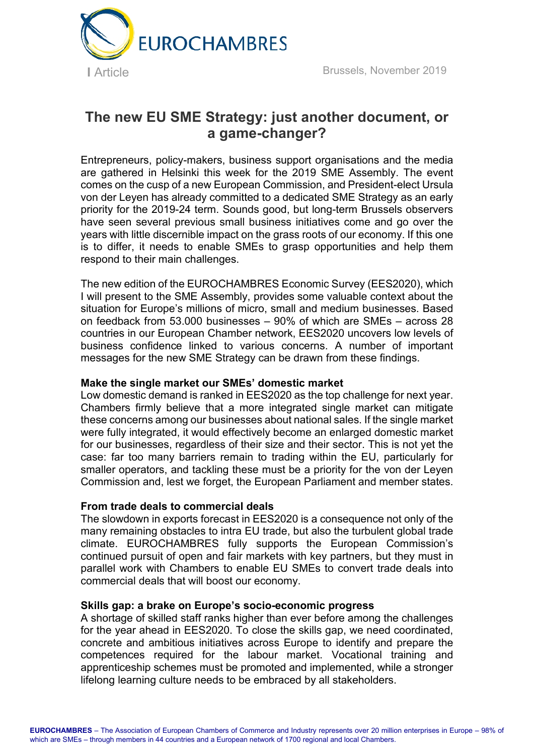EUROCHAMBRES

I Article

Brussels, November 2019

# The new EU SME Strategy: just another document, or a game-changer?

Entrepreneurs, policy-makers, business support organisations and the media are gathered in Helsinki this week for the 2019 SME Assembly. The event comes on the cusp of a new European Commission, and President-elect Ursula von der Leyen has already committed to a dedicated SME Strategy as an early priority for the 2019-24 term. Sounds good, but long-term Brussels observers have seen several previous small business initiatives come and go over the years with little discernible impact on the grass roots of our economy. If this one is to differ, it needs to enable SMEs to grasp opportunities and help them respond to their main challenges.

The new edition of the EUROCHAMBRES Economic Survey (EES2020), which I will present to the SME Assembly, provides some valuable context about the situation for Europe's millions of micro, small and medium businesses. Based on feedback from 53.000 businesses – 90% of which are SMEs – across 28 countries in our European Chamber network, EES2020 uncovers low levels of business confidence linked to various concerns. A number of important messages for the new SME Strategy can be drawn from these findings.

**Make the single market our SMEs' domestic market**

Low domestic demand is ranked in EES2020 as the top challenge for next year. Chambers firmly believe that a more integrated single market can mitigate these concerns among our businesses about national sales. If the single market were fully integrated, it would effectively become an enlarged domestic market for our businesses, regardless of their size and their sector. This is not yet the case: far too many barriers remain to trading within the EU, particularly for smaller operators, and tackling these must be a priority for the von der Leyen Commission and, lest we forget, the European Parliament and member states.

**From trade deals to commercial deals**

The slowdown in exports forecast in EES2020 is a consequence not only of the many remaining obstacles to intra EU trade, but also the turbulent global trade climate. EUROCHAMBRES fully supports the European Commission's continued pursuit of open and fair markets with key partners, but they must in parallel work with Chambers to enable EU SMEs to convert trade deals into commercial deals that will boost our economy.

**Skills gap: a brake on Europe's socio-economic progress**

A shortage of skilled staff ranks higher than ever before among the challenges for the year ahead in EES2020. To close the skills gap, we need coordinated, concrete and ambitious initiatives across Europe to identify and prepare the competences required for the labour market. Vocational training and apprenticeship schemes must be promoted and implemented, while a stronger lifelong learning culture needs to be embraced by all stakeholders.

**EUROCHAMBRES** – The Association of European Chambers of Commerce and Industry represents over 20 million enterprises in Europe – 98% of which are SMEs – through members in 44 countries and a European network of 1700 regional and local Chambers.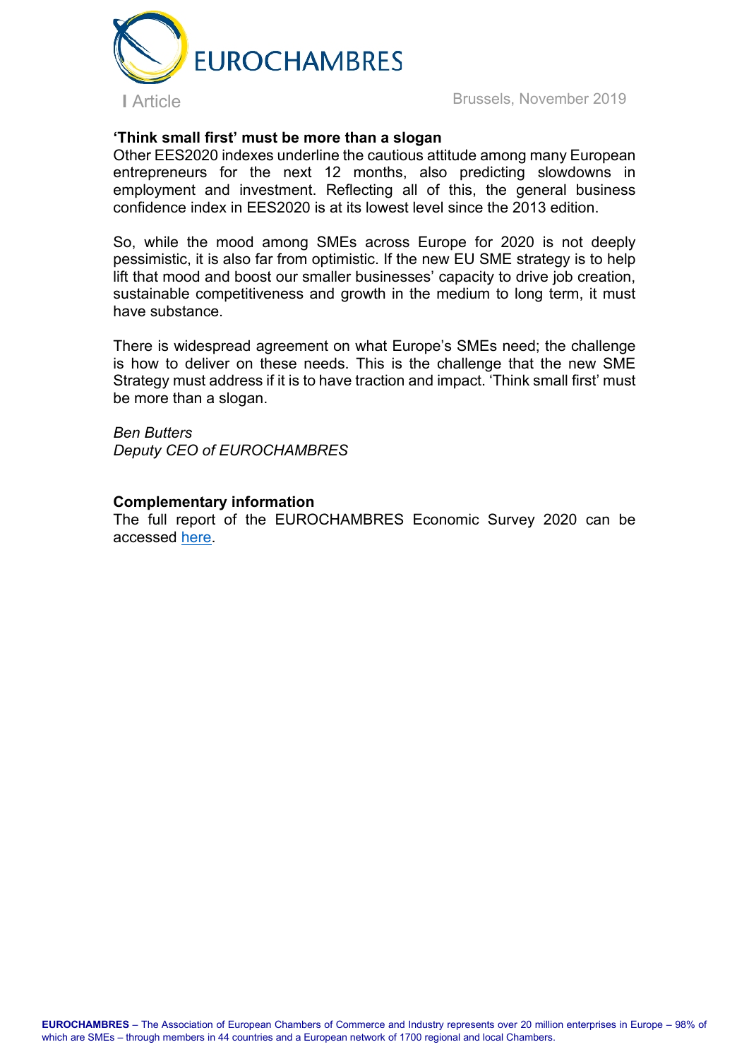**‘Think small first’ must be more than a slogan**

Other EES2020 indexes underline the cautious attitude among many European entrepreneurs for the next 12 months, also predicting slowdowns in employment and investment. Reflecting all of this, the general business confidence index in EES2020 is at its lowest level since the 2013 edition.

So, while the mood among SMEs across Europe for 2020 is not deeply pessimistic, it is also far from optimistic. If the new EU SME strategy is to help lift that mood and boost our smaller businesses’ capacity to drive job creation, sustainable competitiveness and growth in the medium to long term, it must have substance.

There is widespread agreement on what Europe’s SMEs need; the challenge is how to deliver on these needs. This is the challenge that the new SME Strategy must address if it is to have traction and impact. ‘Think small first’ must be more than a slogan.

*Ben Butters*
*Deputy CEO of EUROCHAMBRES*

**Complementary information**

The full report of the EUROCHAMBRES Economic Survey 2020 can be accessed here.